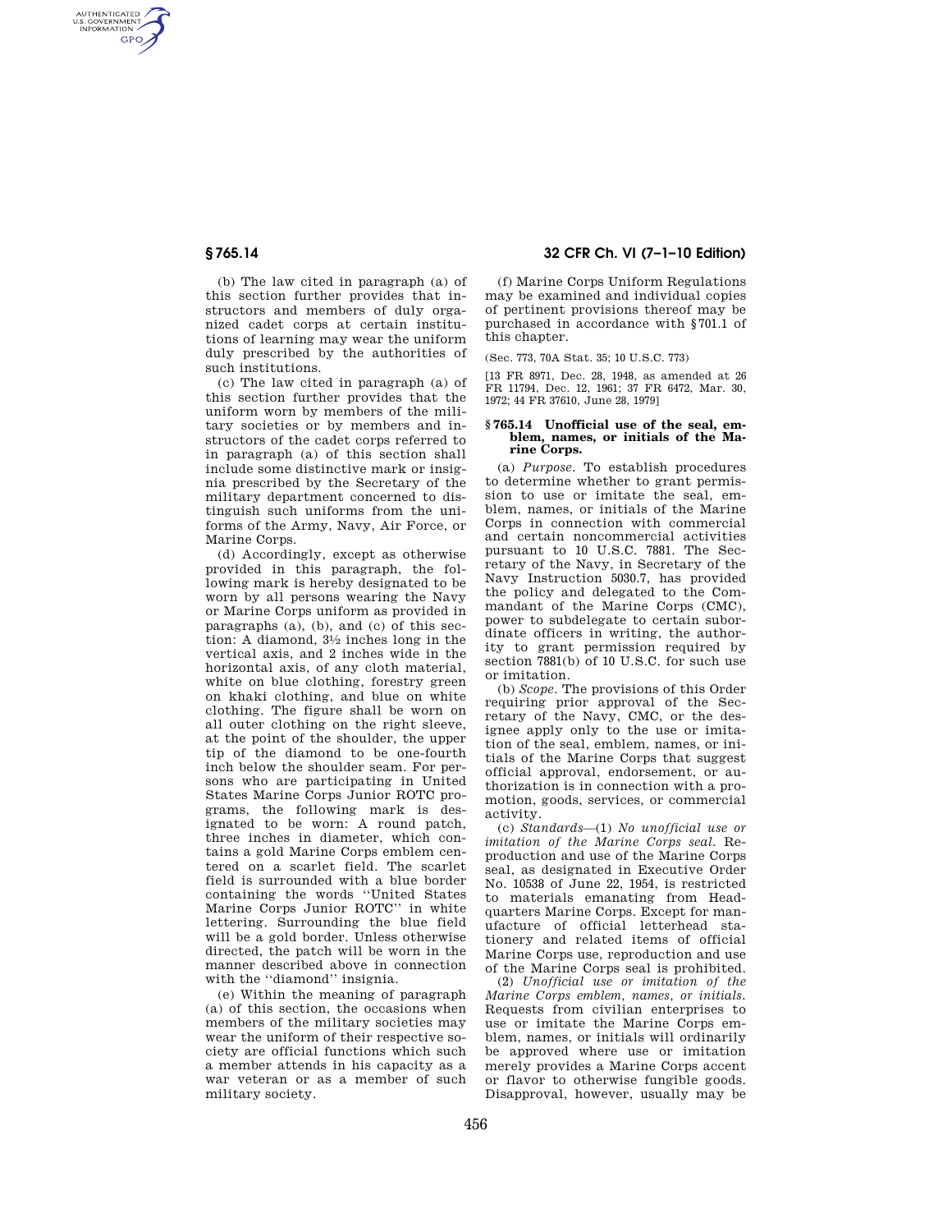(b) The law cited in paragraph (a) of this section further provides that instructors and members of duly organized cadet corps at certain institutions of learning may wear the uniform duly prescribed by the authorities of such institutions.

(c) The law cited in paragraph (a) of this section further provides that the uniform worn by members of the military societies or by members and instructors of the cadet corps referred to in paragraph (a) of this section shall include some distinctive mark or insignia prescribed by the Secretary of the military department concerned to distinguish such uniforms from the uniforms of the Army, Navy, Air Force, or Marine Corps.

(d) Accordingly, except as otherwise provided in this paragraph, the following mark is hereby designated to be worn by all persons wearing the Navy or Marine Corps uniform as provided in paragraphs (a), (b), and (c) of this section: A diamond, 3½ inches long in the vertical axis, and 2 inches wide in the horizontal axis, of any cloth material, white on blue clothing, forestry green on khaki clothing, and blue on white clothing. The figure shall be worn on all outer clothing on the right sleeve, at the point of the shoulder, the upper tip of the diamond to be one-fourth inch below the shoulder seam. For persons who are participating in United States Marine Corps Junior ROTC programs, the following mark is designated to be worn: A round patch, three inches in diameter, which contains a gold Marine Corps emblem centered on a scarlet field. The scarlet field is surrounded with a blue border containing the words "United States Marine Corps Junior ROTC" in white lettering. Surrounding the blue field will be a gold border. Unless otherwise directed, the patch will be worn in the manner described above in connection with the "diamond" insignia.

(e) Within the meaning of paragraph (a) of this section, the occasions when members of the military societies may wear the uniform of their respective society are official functions which such a member attends in his capacity as a war veteran or as a member of such military society.

(f) Marine Corps Uniform Regulations may be examined and individual copies of pertinent provisions thereof may be purchased in accordance with §701.1 of this chapter.

(Sec. 773, 70A Stat. 35; 10 U.S.C. 773)

[13 FR 8971, Dec. 28, 1948, as amended at 26 FR 11794, Dec. 12, 1961; 37 FR 6472, Mar. 30, 1972; 44 FR 37610, June 28, 1979]

### § 765.14 Unofficial use of the seal, emblem, names, or initials of the Marine Corps.

(a) *Purpose.* To establish procedures to determine whether to grant permission to use or imitate the seal, emblem, names, or initials of the Marine Corps in connection with commercial and certain noncommercial activities pursuant to 10 U.S.C. 7881. The Secretary of the Navy, in Secretary of the Navy Instruction 5030.7, has provided the policy and delegated to the Commandant of the Marine Corps (CMC), power to subdelegate to certain subordinate officers in writing, the authority to grant permission required by section 7881(b) of 10 U.S.C. for such use or imitation.

(b) *Scope.* The provisions of this Order requiring prior approval of the Secretary of the Navy, CMC, or the designee apply only to the use or imitation of the seal, emblem, names, or initials of the Marine Corps that suggest official approval, endorsement, or authorization is in connection with a promotion, goods, services, or commercial activity.

(c) *Standards*—(1) *No unofficial use or imitation of the Marine Corps seal.* Reproduction and use of the Marine Corps seal, as designated in Executive Order No. 10538 of June 22, 1954, is restricted to materials emanating from Headquarters Marine Corps. Except for manufacture of official letterhead stationery and related items of official Marine Corps use, reproduction and use of the Marine Corps seal is prohibited.

(2) *Unofficial use or imitation of the Marine Corps emblem, names, or initials.* Requests from civilian enterprises to use or imitate the Marine Corps emblem, names, or initials will ordinarily be approved where use or imitation merely provides a Marine Corps accent or flavor to otherwise fungible goods. Disapproval, however, usually may be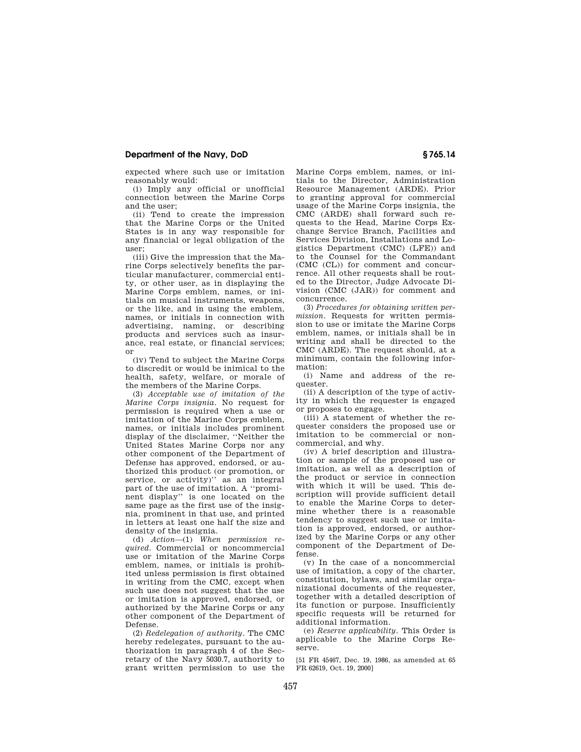expected where such use or imitation reasonably would:

(i) Imply any official or unofficial connection between the Marine Corps and the user;

(ii) Tend to create the impression that the Marine Corps or the United States is in any way responsible for any financial or legal obligation of the user;

(iii) Give the impression that the Marine Corps selectively benefits the particular manufacturer, commercial entity, or other user, as in displaying the Marine Corps emblem, names, or initials on musical instruments, weapons, or the like, and in using the emblem, names, or initials in connection with advertising, naming, or describing products and services such as insurance, real estate, or financial services; or

(iv) Tend to subject the Marine Corps to discredit or would be inimical to the health, safety, welfare, or morale of the members of the Marine Corps.

(3) *Acceptable use of imitation of the Marine Corps insignia.* No request for permission is required when a use or imitation of the Marine Corps emblem, names, or initials includes prominent display of the disclaimer, ''Neither the United States Marine Corps nor any other component of the Department of Defense has approved, endorsed, or authorized this product (or promotion, or service, or activity)'' as an integral part of the use of imitation. A ''prominent display'' is one located on the same page as the first use of the insignia, prominent in that use, and printed in letters at least one half the size and density of the insignia.

(d) *Action*—(1) *When permission required.* Commercial or noncommercial use or imitation of the Marine Corps emblem, names, or initials is prohibited unless permission is first obtained in writing from the CMC, except when such use does not suggest that the use or imitation is approved, endorsed, or authorized by the Marine Corps or any other component of the Department of Defense.

(2) *Redelegation of authority.* The CMC hereby redelegates, pursuant to the authorization in paragraph 4 of the Secretary of the Navy 5030.7, authority to grant written permission to use the Marine Corps emblem, names, or initials to the Director, Administration Resource Management (ARDE). Prior to granting approval for commercial usage of the Marine Corps insignia, the CMC (ARDE) shall forward such requests to the Head, Marine Corps Exchange Service Branch, Facilities and Services Division, Installations and Logistics Department (CMC) (LFE)) and to the Counsel for the Commandant (CMC (CL)) for comment and concurrence. All other requests shall be routed to the Director, Judge Advocate Division (CMC (JAR)) for comment and concurrence.

(3) *Procedures for obtaining written permission.* Requests for written permission to use or imitate the Marine Corps emblem, names, or initials shall be in writing and shall be directed to the CMC (ARDE). The request should, at a minimum, contain the following information:

(i) Name and address of the requester.

(ii) A description of the type of activity in which the requester is engaged or proposes to engage.

(iii) A statement of whether the requester considers the proposed use or imitation to be commercial or noncommercial, and why.

(iv) A brief description and illustration or sample of the proposed use or imitation, as well as a description of the product or service in connection with which it will be used. This description will provide sufficient detail to enable the Marine Corps to determine whether there is a reasonable tendency to suggest such use or imitation is approved, endorsed, or authorized by the Marine Corps or any other component of the Department of Defense.

(v) In the case of a noncommercial use of imitation, a copy of the charter, constitution, bylaws, and similar organizational documents of the requester, together with a detailed description of its function or purpose. Insufficiently specific requests will be returned for additional information.

(e) *Reserve applicability.* This Order is applicable to the Marine Corps Reserve.

[51 FR 45467, Dec. 19, 1986, as amended at 65 FR 62619, Oct. 19, 2000]